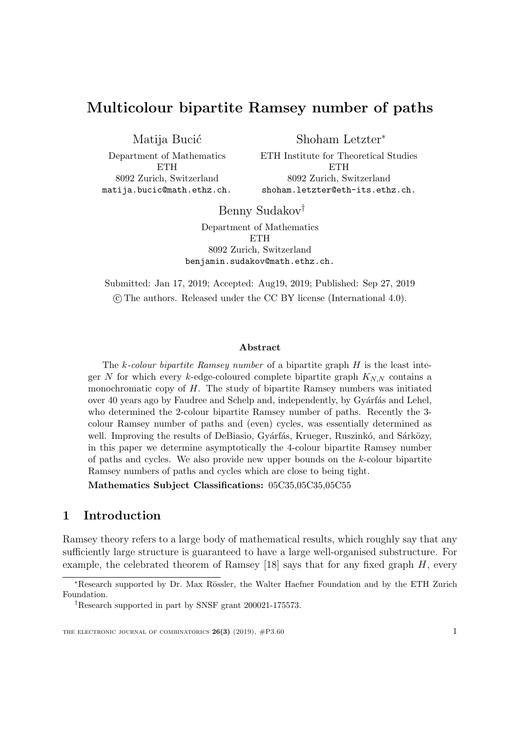# Multicolour bipartite Ramsey number of paths

Matija Bucić

Department of Mathematics
ETH
8092 Zurich, Switzerland
matija.bucic@math.ethz.ch.

Shoham Letzter*

ETH Institute for Theoretical Studies
ETH
8092 Zurich, Switzerland
shoham.letzter@eth-its.ethz.ch.

Benny Sudakov†

Department of Mathematics
ETH
8092 Zurich, Switzerland
benjamin.sudakov@math.ethz.ch.

Submitted: Jan 17, 2019; Accepted: Aug19, 2019; Published: Sep 27, 2019

© The authors. Released under the CC BY license (International 4.0).

### Abstract

The *k-colour bipartite Ramsey number* of a bipartite graph $H$ is the least integer $N$ for which every $k$-edge-coloured complete bipartite graph $K_{N,N}$ contains a monochromatic copy of $H$. The study of bipartite Ramsey numbers was initiated over 40 years ago by Faudree and Schelp and, independently, by Gyárfás and Lehel, who determined the 2-colour bipartite Ramsey number of paths. Recently the 3-colour Ramsey number of paths and (even) cycles, was essentially determined as well. Improving the results of DeBiasio, Gyárfás, Krueger, Ruszinkó, and Sárközy, in this paper we determine asymptotically the 4-colour bipartite Ramsey number of paths and cycles. We also provide new upper bounds on the $k$-colour bipartite Ramsey numbers of paths and cycles which are close to being tight.

**Mathematics Subject Classifications:** 05C35,05C35,05C55

## 1 Introduction

Ramsey theory refers to a large body of mathematical results, which roughly say that any sufficiently large structure is guaranteed to have a large well-organised substructure. For example, the celebrated theorem of Ramsey [18] says that for any fixed graph $H$, every

*Research supported by Dr. Max Rössler, the Walter Haefner Foundation and by the ETH Zurich Foundation.

†Research supported in part by SNSF grant 200021-175573.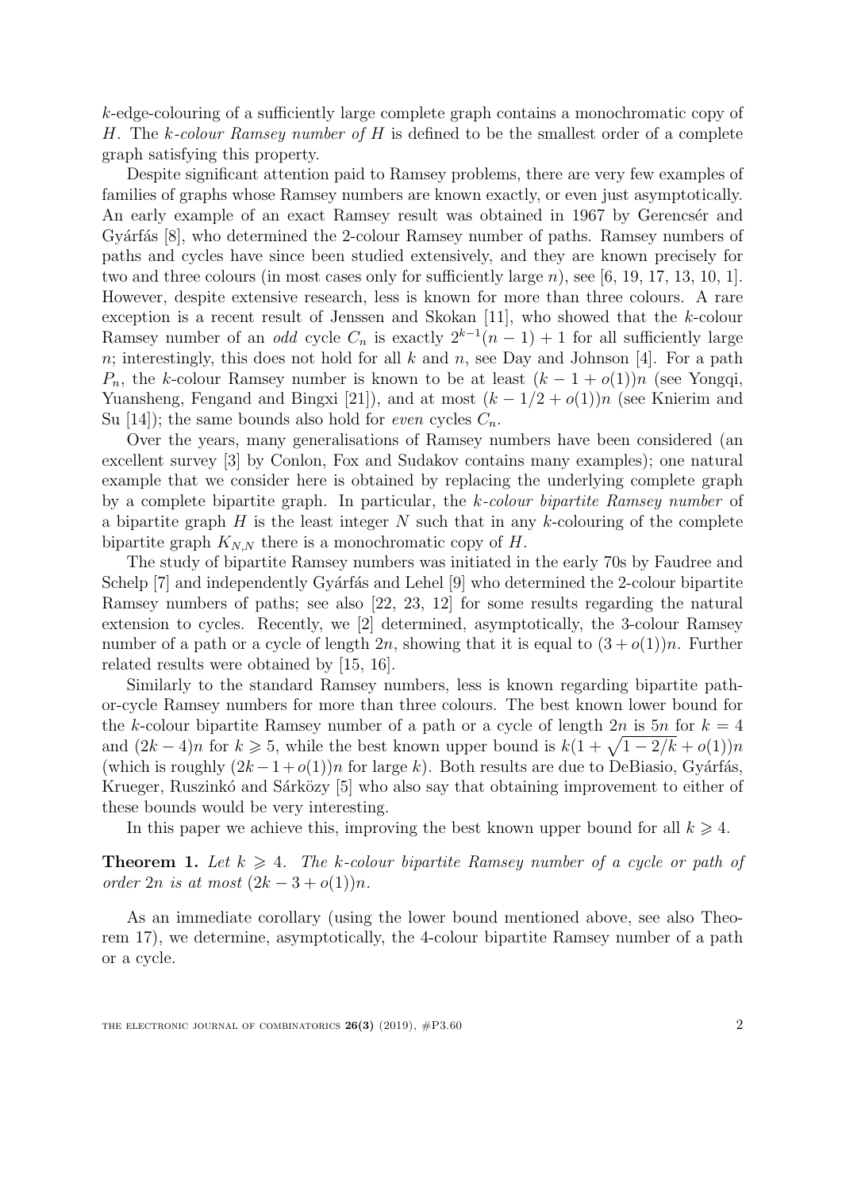$k$-edge-colouring of a sufficiently large complete graph contains a monochromatic copy of $H$. The *$k$-colour Ramsey number of $H$* is defined to be the smallest order of a complete graph satisfying this property.

Despite significant attention paid to Ramsey problems, there are very few examples of families of graphs whose Ramsey numbers are known exactly, or even just asymptotically. An early example of an exact Ramsey result was obtained in 1967 by Gerencsér and Gyárfás [8], who determined the 2-colour Ramsey number of paths. Ramsey numbers of paths and cycles have since been studied extensively, and they are known precisely for two and three colours (in most cases only for sufficiently large $n$), see [6, 19, 17, 13, 10, 1]. However, despite extensive research, less is known for more than three colours. A rare exception is a recent result of Jenssen and Skokan [11], who showed that the $k$-colour Ramsey number of an *odd* cycle $C_n$ is exactly $2^{k-1}(n-1)+1$ for all sufficiently large $n$; interestingly, this does not hold for all $k$ and $n$, see Day and Johnson [4]. For a path $P_n$, the $k$-colour Ramsey number is known to be at least $(k-1+o(1))n$ (see Yongqi, Yuansheng, Fengand and Bingxi [21]), and at most $(k-1/2+o(1))n$ (see Knierim and Su [14]); the same bounds also hold for *even* cycles $C_n$.

Over the years, many generalisations of Ramsey numbers have been considered (an excellent survey [3] by Conlon, Fox and Sudakov contains many examples); one natural example that we consider here is obtained by replacing the underlying complete graph by a complete bipartite graph. In particular, the *$k$-colour bipartite Ramsey number* of a bipartite graph $H$ is the least integer $N$ such that in any $k$-colouring of the complete bipartite graph $K_{N,N}$ there is a monochromatic copy of $H$.

The study of bipartite Ramsey numbers was initiated in the early 70s by Faudree and Schelp [7] and independently Gyárfás and Lehel [9] who determined the 2-colour bipartite Ramsey numbers of paths; see also [22, 23, 12] for some results regarding the natural extension to cycles. Recently, we [2] determined, asymptotically, the 3-colour Ramsey number of a path or a cycle of length $2n$, showing that it is equal to $(3+o(1))n$. Further related results were obtained by [15, 16].

Similarly to the standard Ramsey numbers, less is known regarding bipartite path-or-cycle Ramsey numbers for more than three colours. The best known lower bound for the $k$-colour bipartite Ramsey number of a path or a cycle of length $2n$ is $5n$ for $k=4$ and $(2k-4)n$ for $k \geqslant 5$, while the best known upper bound is $k(1+\sqrt{1-2/k}+o(1))n$ (which is roughly $(2k-1+o(1))n$ for large $k$). Both results are due to DeBiasio, Gyárfás, Krueger, Ruszinkó and Sárközy [5] who also say that obtaining improvement to either of these bounds would be very interesting.

In this paper we achieve this, improving the best known upper bound for all $k \geqslant 4$.

**Theorem 1.** *Let $k \geqslant 4$. The $k$-colour bipartite Ramsey number of a cycle or path of order $2n$ is at most $(2k-3+o(1))n$.*

As an immediate corollary (using the lower bound mentioned above, see also Theorem 17), we determine, asymptotically, the 4-colour bipartite Ramsey number of a path or a cycle.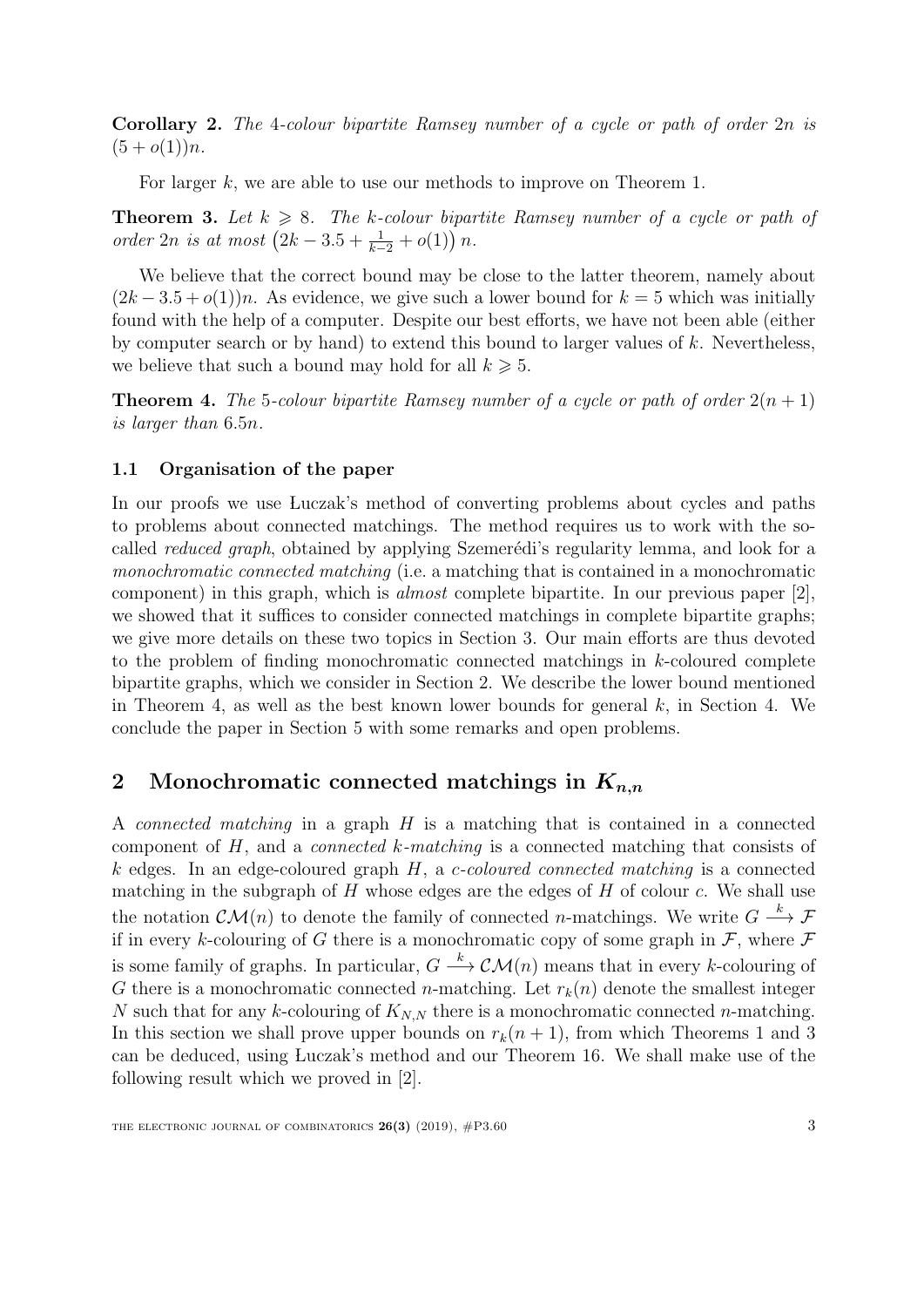**Corollary 2.** *The 4-colour bipartite Ramsey number of a cycle or path of order $2n$ is $(5 + o(1))n$.*

For larger $k$, we are able to use our methods to improve on Theorem 1.

**Theorem 3.** *Let $k \geqslant 8$. The $k$-colour bipartite Ramsey number of a cycle or path of order $2n$ is at most $\left(2k - 3.5 + \frac{1}{k-2} + o(1)\right)n$.*

We believe that the correct bound may be close to the latter theorem, namely about $(2k - 3.5 + o(1))n$. As evidence, we give such a lower bound for $k = 5$ which was initially found with the help of a computer. Despite our best efforts, we have not been able (either by computer search or by hand) to extend this bound to larger values of $k$. Nevertheless, we believe that such a bound may hold for all $k \geqslant 5$.

**Theorem 4.** *The 5-colour bipartite Ramsey number of a cycle or path of order $2(n+1)$ is larger than $6.5n$.*

### 1.1 Organisation of the paper

In our proofs we use Łuczak's method of converting problems about cycles and paths to problems about connected matchings. The method requires us to work with the so-called *reduced graph*, obtained by applying Szemerédi's regularity lemma, and look for a *monochromatic connected matching* (i.e. a matching that is contained in a monochromatic component) in this graph, which is *almost* complete bipartite. In our previous paper [2], we showed that it suffices to consider connected matchings in complete bipartite graphs; we give more details on these two topics in Section 3. Our main efforts are thus devoted to the problem of finding monochromatic connected matchings in $k$-coloured complete bipartite graphs, which we consider in Section 2. We describe the lower bound mentioned in Theorem 4, as well as the best known lower bounds for general $k$, in Section 4. We conclude the paper in Section 5 with some remarks and open problems.

## 2 Monochromatic connected matchings in $K_{n,n}$

A *connected matching* in a graph $H$ is a matching that is contained in a connected component of $H$, and a *connected $k$-matching* is a connected matching that consists of $k$ edges. In an edge-coloured graph $H$, a *$c$-coloured connected matching* is a connected matching in the subgraph of $H$ whose edges are the edges of $H$ of colour $c$. We shall use the notation $\mathcal{CM}(n)$ to denote the family of connected $n$-matchings. We write $G \xrightarrow{k} \mathcal{F}$ if in every $k$-colouring of $G$ there is a monochromatic copy of some graph in $\mathcal{F}$, where $\mathcal{F}$ is some family of graphs. In particular, $G \xrightarrow{k} \mathcal{CM}(n)$ means that in every $k$-colouring of $G$ there is a monochromatic connected $n$-matching. Let $r_k(n)$ denote the smallest integer $N$ such that for any $k$-colouring of $K_{N,N}$ there is a monochromatic connected $n$-matching. In this section we shall prove upper bounds on $r_k(n+1)$, from which Theorems 1 and 3 can be deduced, using Łuczak's method and our Theorem 16. We shall make use of the following result which we proved in [2].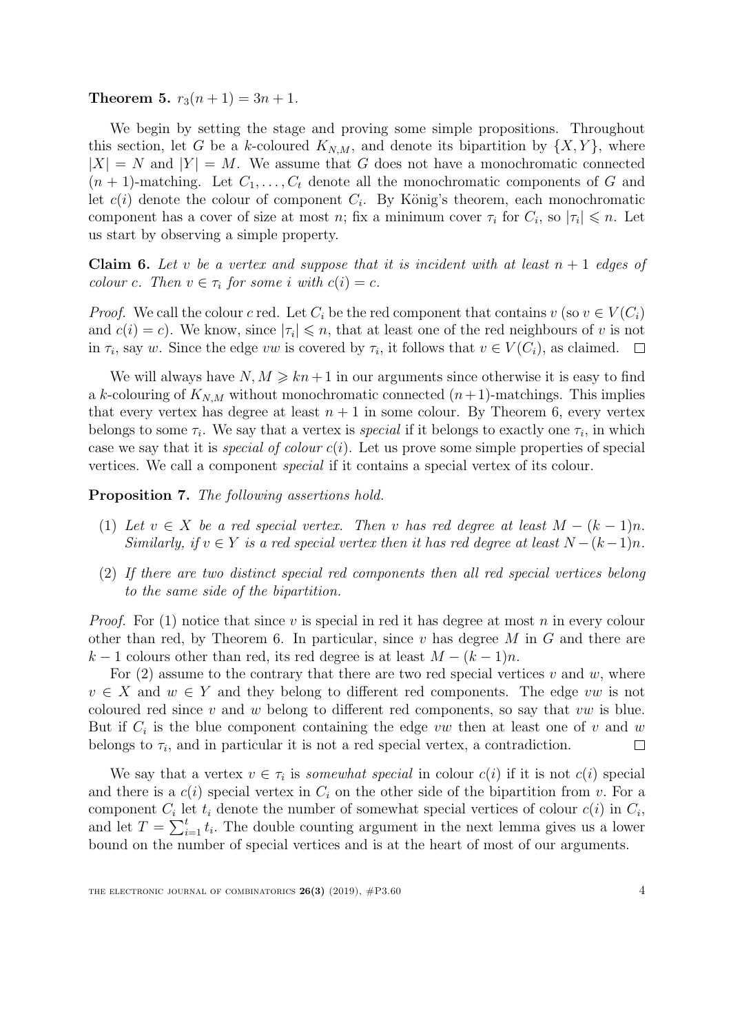**Theorem 5.** $r_3(n+1) = 3n+1$.

We begin by setting the stage and proving some simple propositions. Throughout this section, let $G$ be a $k$-coloured $K_{N,M}$, and denote its bipartition by $\{X, Y\}$, where $|X| = N$ and $|Y| = M$. We assume that $G$ does not have a monochromatic connected $(n+1)$-matching. Let $C_1, \ldots, C_t$ denote all the monochromatic components of $G$ and let $c(i)$ denote the colour of component $C_i$. By König's theorem, each monochromatic component has a cover of size at most $n$; fix a minimum cover $\tau_i$ for $C_i$, so $|\tau_i| \leqslant n$. Let us start by observing a simple property.

**Claim 6.** *Let $v$ be a vertex and suppose that it is incident with at least $n+1$ edges of colour $c$. Then $v \in \tau_i$ for some $i$ with $c(i) = c$.*

*Proof.* We call the colour $c$ red. Let $C_i$ be the red component that contains $v$ (so $v \in V(C_i)$ and $c(i) = c$). We know, since $|\tau_i| \leqslant n$, that at least one of the red neighbours of $v$ is not in $\tau_i$, say $w$. Since the edge $vw$ is covered by $\tau_i$, it follows that $v \in V(C_i)$, as claimed. □

We will always have $N, M \geqslant kn+1$ in our arguments since otherwise it is easy to find a $k$-colouring of $K_{N,M}$ without monochromatic connected $(n+1)$-matchings. This implies that every vertex has degree at least $n+1$ in some colour. By Theorem 6, every vertex belongs to some $\tau_i$. We say that a vertex is *special* if it belongs to exactly one $\tau_i$, in which case we say that it is *special of colour* $c(i)$. Let us prove some simple properties of special vertices. We call a component *special* if it contains a special vertex of its colour.

**Proposition 7.** *The following assertions hold.*

(1) *Let $v \in X$ be a red special vertex. Then $v$ has red degree at least $M - (k-1)n$. Similarly, if $v \in Y$ is a red special vertex then it has red degree at least $N - (k-1)n$.*

(2) *If there are two distinct special red components then all red special vertices belong to the same side of the bipartition.*

*Proof.* For (1) notice that since $v$ is special in red it has degree at most $n$ in every colour other than red, by Theorem 6. In particular, since $v$ has degree $M$ in $G$ and there are $k-1$ colours other than red, its red degree is at least $M - (k-1)n$.

For (2) assume to the contrary that there are two red special vertices $v$ and $w$, where $v \in X$ and $w \in Y$ and they belong to different red components. The edge $vw$ is not coloured red since $v$ and $w$ belong to different red components, so say that $vw$ is blue. But if $C_i$ is the blue component containing the edge $vw$ then at least one of $v$ and $w$ belongs to $\tau_i$, and in particular it is not a red special vertex, a contradiction. □

We say that a vertex $v \in \tau_i$ is *somewhat special* in colour $c(i)$ if it is not $c(i)$ special and there is a $c(i)$ special vertex in $C_i$ on the other side of the bipartition from $v$. For a component $C_i$ let $t_i$ denote the number of somewhat special vertices of colour $c(i)$ in $C_i$, and let $T = \sum_{i=1}^{t} t_i$. The double counting argument in the next lemma gives us a lower bound on the number of special vertices and is at the heart of most of our arguments.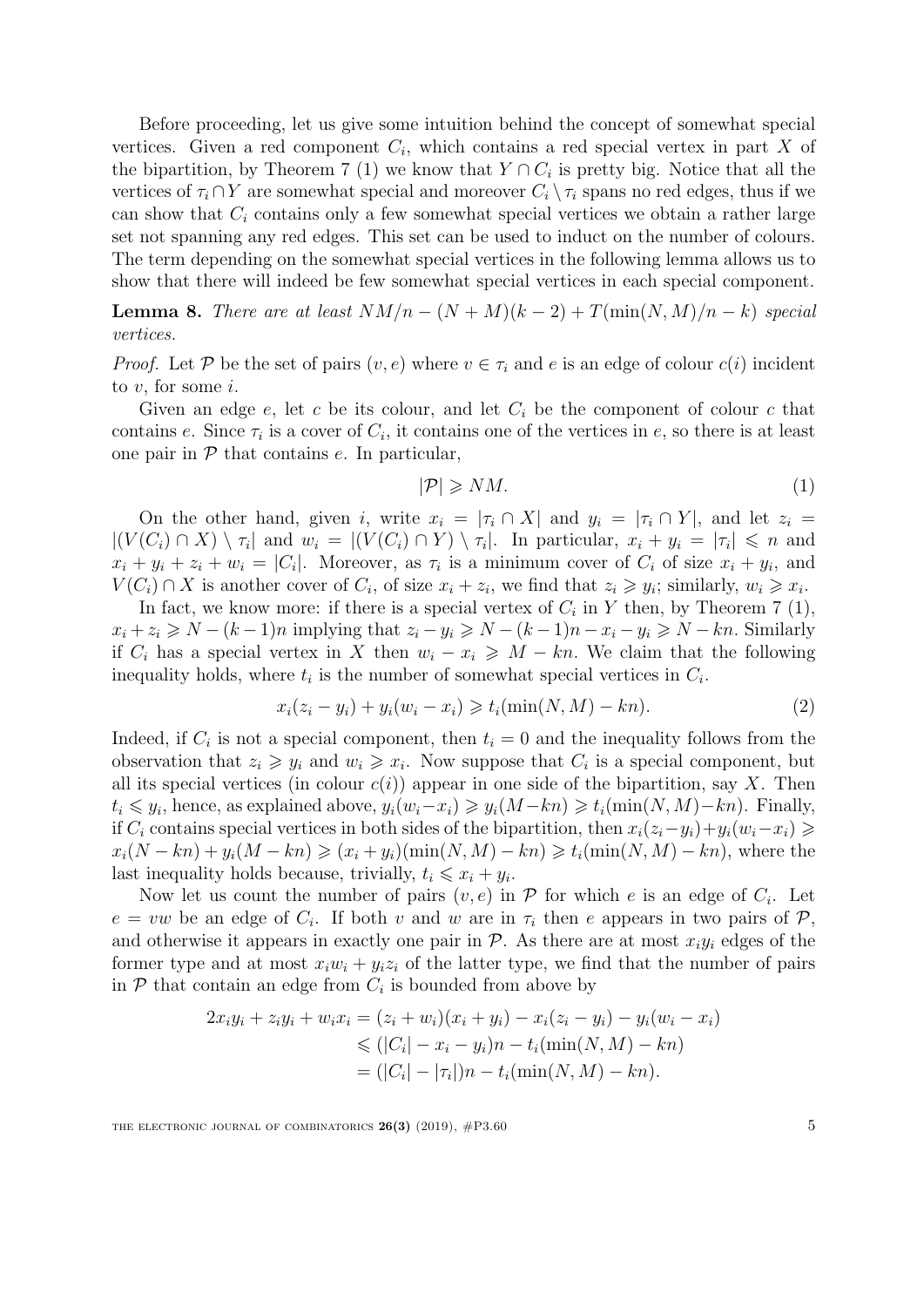Before proceeding, let us give some intuition behind the concept of somewhat special vertices. Given a red component $C_i$, which contains a red special vertex in part $X$ of the bipartition, by Theorem 7 (1) we know that $Y \cap C_i$ is pretty big. Notice that all the vertices of $\tau_i \cap Y$ are somewhat special and moreover $C_i \setminus \tau_i$ spans no red edges, thus if we can show that $C_i$ contains only a few somewhat special vertices we obtain a rather large set not spanning any red edges. This set can be used to induct on the number of colours. The term depending on the somewhat special vertices in the following lemma allows us to show that there will indeed be few somewhat special vertices in each special component.

**Lemma 8.** *There are at least $NM/n - (N+M)(k-2) + T(\min(N,M)/n - k)$ special vertices.*

*Proof.* Let $\mathcal{P}$ be the set of pairs $(v,e)$ where $v \in \tau_i$ and $e$ is an edge of colour $c(i)$ incident to $v$, for some $i$.

Given an edge $e$, let $c$ be its colour, and let $C_i$ be the component of colour $c$ that contains $e$. Since $\tau_i$ is a cover of $C_i$, it contains one of the vertices in $e$, so there is at least one pair in $\mathcal{P}$ that contains $e$. In particular,

$$|\mathcal{P}| \geqslant NM. \tag{1}$$

On the other hand, given $i$, write $x_i = |\tau_i \cap X|$ and $y_i = |\tau_i \cap Y|$, and let $z_i = |(V(C_i) \cap X) \setminus \tau_i|$ and $w_i = |(V(C_i) \cap Y) \setminus \tau_i|$. In particular, $x_i + y_i = |\tau_i| \leqslant n$ and $x_i + y_i + z_i + w_i = |C_i|$. Moreover, as $\tau_i$ is a minimum cover of $C_i$ of size $x_i + y_i$, and $V(C_i) \cap X$ is another cover of $C_i$, of size $x_i + z_i$, we find that $z_i \geqslant y_i$; similarly, $w_i \geqslant x_i$.

In fact, we know more: if there is a special vertex of $C_i$ in $Y$ then, by Theorem 7 (1), $x_i + z_i \geqslant N - (k-1)n$ implying that $z_i - y_i \geqslant N - (k-1)n - x_i - y_i \geqslant N - kn$. Similarly if $C_i$ has a special vertex in $X$ then $w_i - x_i \geqslant M - kn$. We claim that the following inequality holds, where $t_i$ is the number of somewhat special vertices in $C_i$.

$$x_i(z_i - y_i) + y_i(w_i - x_i) \geqslant t_i(\min(N,M) - kn). \tag{2}$$

Indeed, if $C_i$ is not a special component, then $t_i = 0$ and the inequality follows from the observation that $z_i \geqslant y_i$ and $w_i \geqslant x_i$. Now suppose that $C_i$ is a special component, but all its special vertices (in colour $c(i)$) appear in one side of the bipartition, say $X$. Then $t_i \leqslant y_i$, hence, as explained above, $y_i(w_i - x_i) \geqslant y_i(M - kn) \geqslant t_i(\min(N,M) - kn)$. Finally, if $C_i$ contains special vertices in both sides of the bipartition, then $x_i(z_i - y_i) + y_i(w_i - x_i) \geqslant x_i(N - kn) + y_i(M - kn) \geqslant (x_i + y_i)(\min(N,M) - kn) \geqslant t_i(\min(N,M) - kn)$, where the last inequality holds because, trivially, $t_i \leqslant x_i + y_i$.

Now let us count the number of pairs $(v,e)$ in $\mathcal{P}$ for which $e$ is an edge of $C_i$. Let $e = vw$ be an edge of $C_i$. If both $v$ and $w$ are in $\tau_i$ then $e$ appears in two pairs of $\mathcal{P}$, and otherwise it appears in exactly one pair in $\mathcal{P}$. As there are at most $x_i y_i$ edges of the former type and at most $x_i w_i + y_i z_i$ of the latter type, we find that the number of pairs in $\mathcal{P}$ that contain an edge from $C_i$ is bounded from above by

$$\begin{aligned}
2x_i y_i + z_i y_i + w_i x_i &= (z_i + w_i)(x_i + y_i) - x_i(z_i - y_i) - y_i(w_i - x_i) \\
&\leqslant (|C_i| - x_i - y_i)n - t_i(\min(N,M) - kn) \\
&= (|C_i| - |\tau_i|)n - t_i(\min(N,M) - kn).
\end{aligned}$$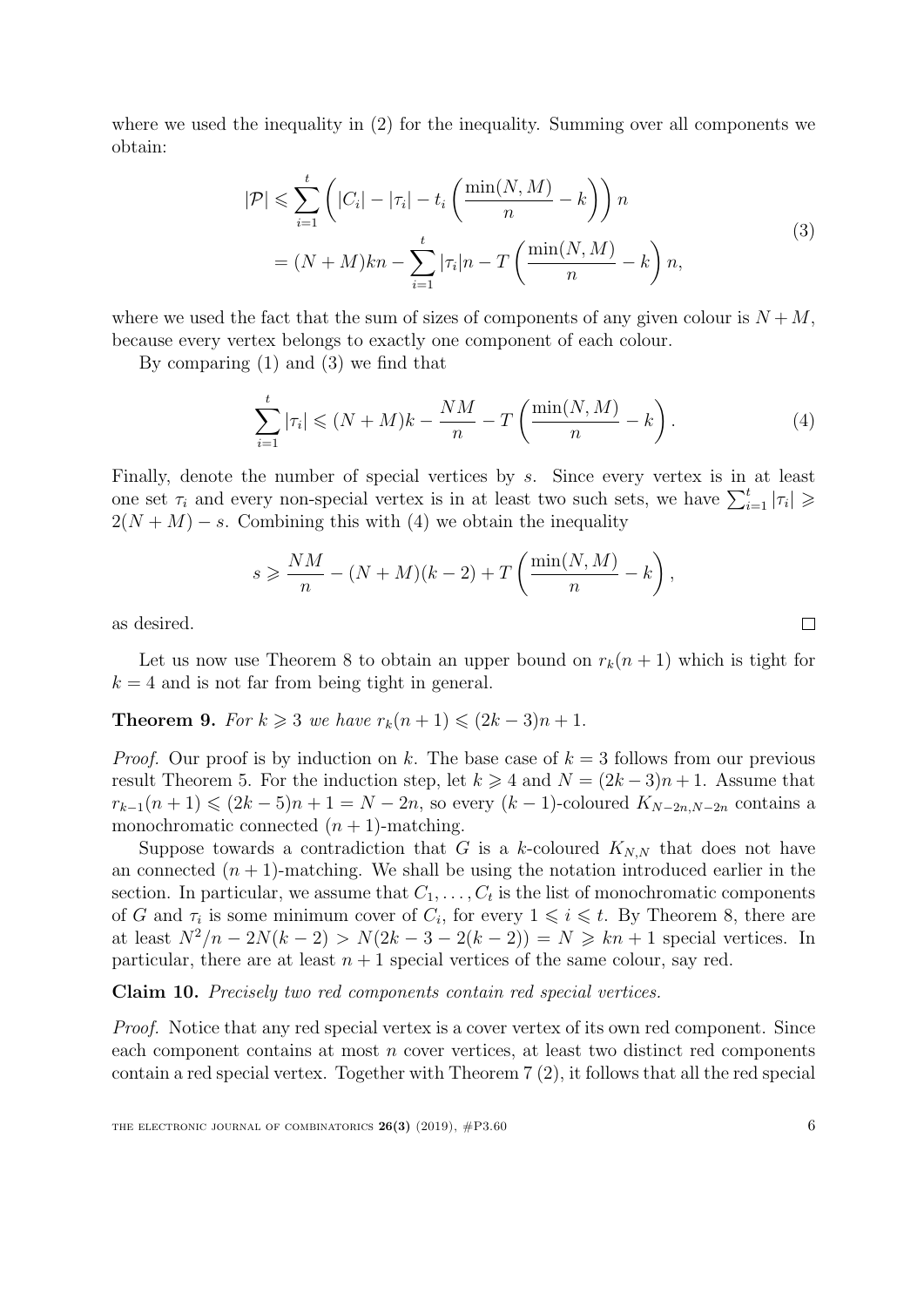where we used the inequality in (2) for the inequality. Summing over all components we obtain:

$$
\begin{aligned}
|\mathcal{P}| &\leqslant \sum_{i=1}^{t} \left( |C_i| - |\tau_i| - t_i \left( \frac{\min(N,M)}{n} - k \right) \right) n \\
&= (N+M)kn - \sum_{i=1}^{t} |\tau_i| n - T \left( \frac{\min(N,M)}{n} - k \right) n,
\end{aligned}
\tag{3}
$$

where we used the fact that the sum of sizes of components of any given colour is $N+M$, because every vertex belongs to exactly one component of each colour.

By comparing (1) and (3) we find that

$$
\sum_{i=1}^{t} |\tau_i| \leqslant (N+M)k - \frac{NM}{n} - T \left( \frac{\min(N,M)}{n} - k \right). \tag{4}
$$

Finally, denote the number of special vertices by $s$. Since every vertex is in at least one set $\tau_i$ and every non-special vertex is in at least two such sets, we have $\sum_{i=1}^{t} |\tau_i| \geqslant 2(N+M) - s$. Combining this with (4) we obtain the inequality

$$
s \geqslant \frac{NM}{n} - (N+M)(k-2) + T \left( \frac{\min(N,M)}{n} - k \right),
$$

as desired. □

Let us now use Theorem 8 to obtain an upper bound on $r_k(n+1)$ which is tight for $k=4$ and is not far from being tight in general.

**Theorem 9.** *For $k \geqslant 3$ we have $r_k(n+1) \leqslant (2k-3)n+1$.*

*Proof.* Our proof is by induction on $k$. The base case of $k=3$ follows from our previous result Theorem 5. For the induction step, let $k \geqslant 4$ and $N = (2k-3)n+1$. Assume that $r_{k-1}(n+1) \leqslant (2k-5)n+1 = N-2n$, so every $(k-1)$-coloured $K_{N-2n,N-2n}$ contains a monochromatic connected $(n+1)$-matching.

Suppose towards a contradiction that $G$ is a $k$-coloured $K_{N,N}$ that does not have an connected $(n+1)$-matching. We shall be using the notation introduced earlier in the section. In particular, we assume that $C_1, \ldots, C_t$ is the list of monochromatic components of $G$ and $\tau_i$ is some minimum cover of $C_i$, for every $1 \leqslant i \leqslant t$. By Theorem 8, there are at least $N^2/n - 2N(k-2) > N(2k-3-2(k-2)) = N \geqslant kn+1$ special vertices. In particular, there are at least $n+1$ special vertices of the same colour, say red.

**Claim 10.** *Precisely two red components contain red special vertices.*

*Proof.* Notice that any red special vertex is a cover vertex of its own red component. Since each component contains at most $n$ cover vertices, at least two distinct red components contain a red special vertex. Together with Theorem 7 (2), it follows that all the red special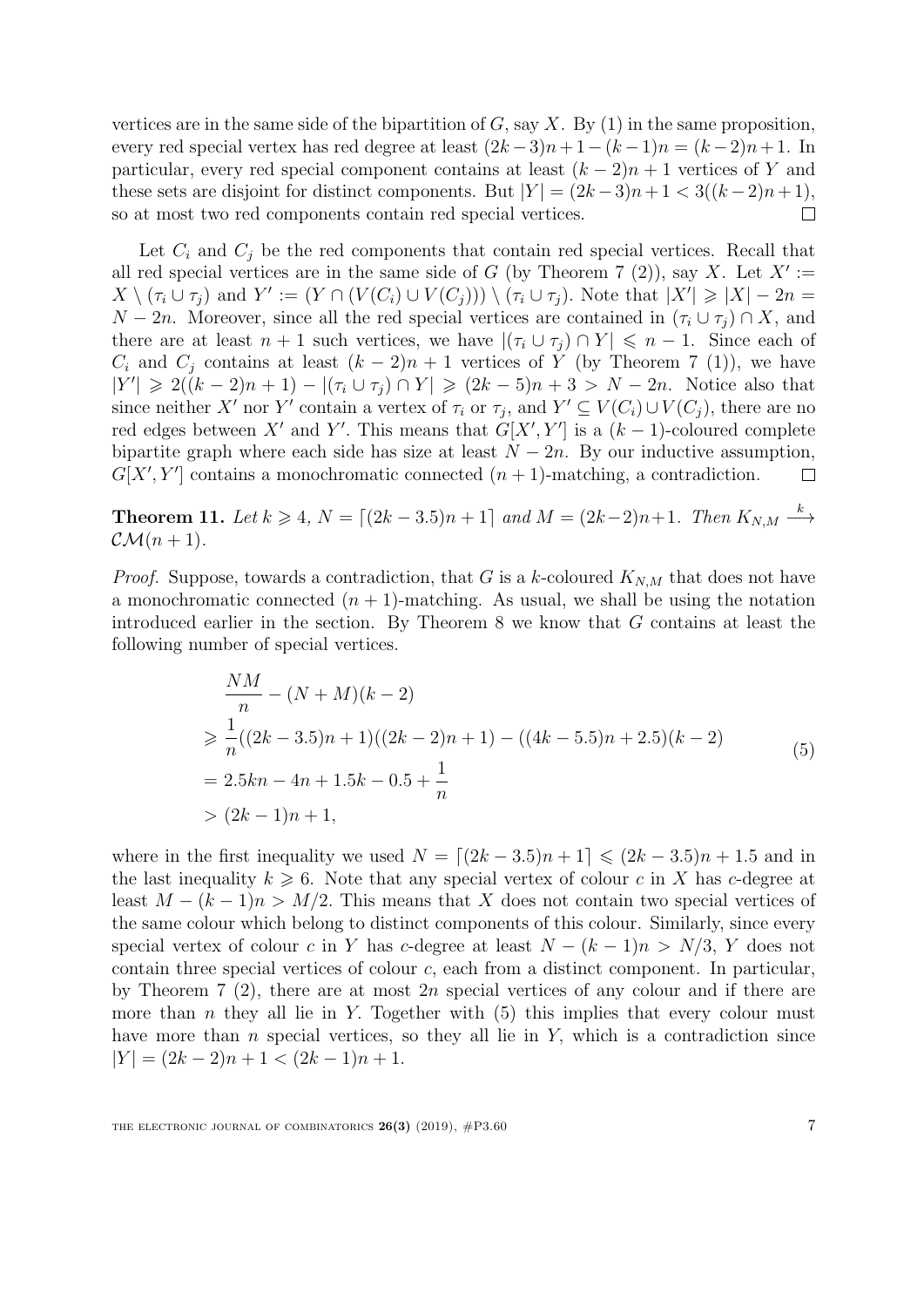vertices are in the same side of the bipartition of $G$, say $X$. By (1) in the same proposition, every red special vertex has red degree at least $(2k-3)n+1-(k-1)n = (k-2)n+1$. In particular, every red special component contains at least $(k-2)n+1$ vertices of $Y$ and these sets are disjoint for distinct components. But $|Y| = (2k-3)n+1 < 3((k-2)n+1)$, so at most two red components contain red special vertices. $\square$

Let $C_i$ and $C_j$ be the red components that contain red special vertices. Recall that all red special vertices are in the same side of $G$ (by Theorem 7 (2)), say $X$. Let $X' := X \setminus (\tau_i \cup \tau_j)$ and $Y' := (Y \cap (V(C_i) \cup V(C_j))) \setminus (\tau_i \cup \tau_j)$. Note that $|X'| \geqslant |X| - 2n = N - 2n$. Moreover, since all the red special vertices are contained in $(\tau_i \cup \tau_j) \cap X$, and there are at least $n+1$ such vertices, we have $|(\tau_i \cup \tau_j) \cap Y| \leqslant n-1$. Since each of $C_i$ and $C_j$ contains at least $(k-2)n+1$ vertices of $Y$ (by Theorem 7 (1)), we have $|Y'| \geqslant 2((k-2)n+1) - |(\tau_i \cup \tau_j) \cap Y| \geqslant (2k-5)n+3 > N-2n$. Notice also that since neither $X'$ nor $Y'$ contain a vertex of $\tau_i$ or $\tau_j$, and $Y' \subseteq V(C_i) \cup V(C_j)$, there are no red edges between $X'$ and $Y'$. This means that $G[X', Y']$ is a $(k-1)$-coloured complete bipartite graph where each side has size at least $N-2n$. By our inductive assumption, $G[X', Y']$ contains a monochromatic connected $(n+1)$-matching, a contradiction. $\square$

**Theorem 11.** *Let $k \geqslant 4$, $N = \lceil (2k-3.5)n+1 \rceil$ and $M = (2k-2)n+1$. Then $K_{N,M} \xrightarrow{k} \mathcal{CM}(n+1)$.*

*Proof.* Suppose, towards a contradiction, that $G$ is a $k$-coloured $K_{N,M}$ that does not have a monochromatic connected $(n+1)$-matching. As usual, we shall be using the notation introduced earlier in the section. By Theorem 8 we know that $G$ contains at least the following number of special vertices.

$$
\begin{aligned}
&\frac{NM}{n} - (N+M)(k-2) \\
&\geqslant \frac{1}{n}((2k-3.5)n+1)((2k-2)n+1) - ((4k-5.5)n+2.5)(k-2) \\
&= 2.5kn - 4n + 1.5k - 0.5 + \frac{1}{n} \\
&> (2k-1)n+1,
\end{aligned}
\tag{5}
$$

where in the first inequality we used $N = \lceil (2k-3.5)n+1 \rceil \leqslant (2k-3.5)n+1.5$ and in the last inequality $k \geqslant 6$. Note that any special vertex of colour $c$ in $X$ has $c$-degree at least $M-(k-1)n > M/2$. This means that $X$ does not contain two special vertices of the same colour which belong to distinct components of this colour. Similarly, since every special vertex of colour $c$ in $Y$ has $c$-degree at least $N-(k-1)n > N/3$, $Y$ does not contain three special vertices of colour $c$, each from a distinct component. In particular, by Theorem 7 (2), there are at most $2n$ special vertices of any colour and if there are more than $n$ they all lie in $Y$. Together with (5) this implies that every colour must have more than $n$ special vertices, so they all lie in $Y$, which is a contradiction since $|Y| = (2k-2)n+1 < (2k-1)n+1$.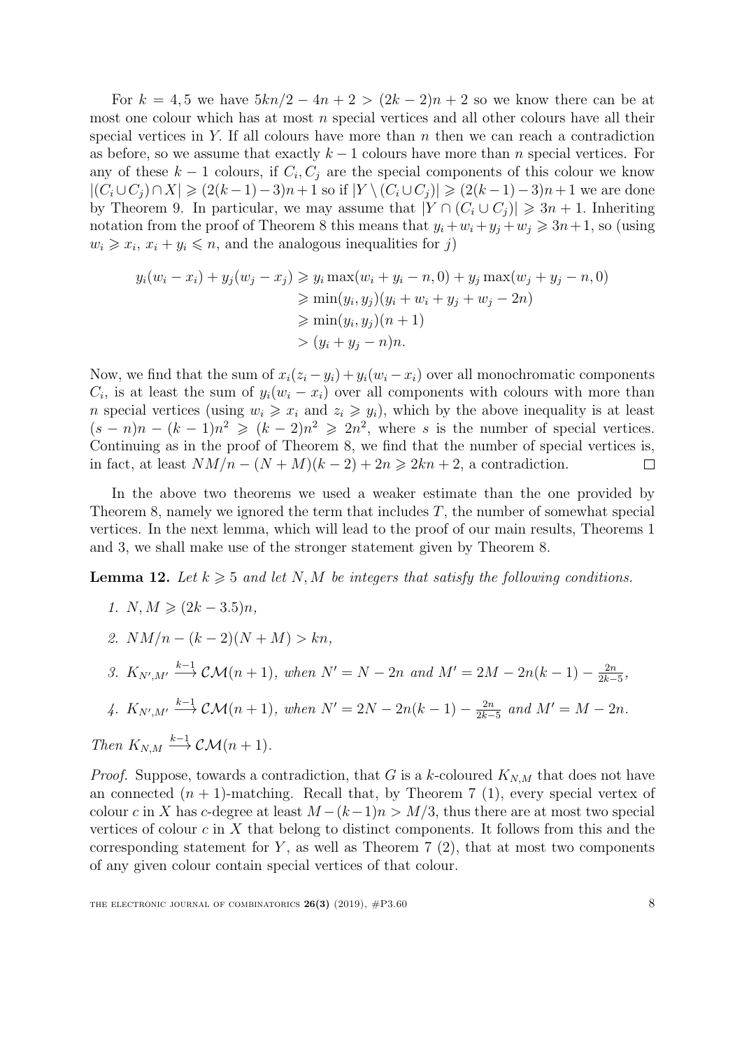For $k = 4, 5$ we have $5kn/2 - 4n + 2 > (2k - 2)n + 2$ so we know there can be at most one colour which has at most $n$ special vertices and all other colours have all their special vertices in $Y$. If all colours have more than $n$ then we can reach a contradiction as before, so we assume that exactly $k - 1$ colours have more than $n$ special vertices. For any of these $k - 1$ colours, if $C_i, C_j$ are the special components of this colour we know $|(C_i \cup C_j) \cap X| \geqslant (2(k-1)-3)n+1$ so if $|Y \setminus (C_i \cup C_j)| \geqslant (2(k-1)-3)n+1$ we are done by Theorem 9. In particular, we may assume that $|Y \cap (C_i \cup C_j)| \geqslant 3n + 1$. Inheriting notation from the proof of Theorem 8 this means that $y_i + w_i + y_j + w_j \geqslant 3n+1$, so (using $w_i \geqslant x_i$, $x_i + y_i \leqslant n$, and the analogous inequalities for $j$)

$$
\begin{aligned}
y_i(w_i - x_i) + y_j(w_j - x_j) &\geqslant y_i \max(w_i + y_i - n, 0) + y_j \max(w_j + y_j - n, 0) \\
&\geqslant \min(y_i, y_j)(y_i + w_i + y_j + w_j - 2n) \\
&\geqslant \min(y_i, y_j)(n + 1) \\
&> (y_i + y_j - n)n.
\end{aligned}
$$

Now, we find that the sum of $x_i(z_i - y_i) + y_i(w_i - x_i)$ over all monochromatic components $C_i$, is at least the sum of $y_i(w_i - x_i)$ over all components with colours with more than $n$ special vertices (using $w_i \geqslant x_i$ and $z_i \geqslant y_i$), which by the above inequality is at least $(s - n)n - (k - 1)n^2 \geqslant (k - 2)n^2 \geqslant 2n^2$, where $s$ is the number of special vertices. Continuing as in the proof of Theorem 8, we find that the number of special vertices is, in fact, at least $NM/n - (N + M)(k - 2) + 2n \geqslant 2kn + 2$, a contradiction. $\square$

In the above two theorems we used a weaker estimate than the one provided by Theorem 8, namely we ignored the term that includes $T$, the number of somewhat special vertices. In the next lemma, which will lead to the proof of our main results, Theorems 1 and 3, we shall make use of the stronger statement given by Theorem 8.

**Lemma 12.** *Let $k \geqslant 5$ and let $N, M$ be integers that satisfy the following conditions.*

1. $N, M \geqslant (2k - 3.5)n$,
2. $NM/n - (k - 2)(N + M) > kn$,
3. $K_{N',M'} \xrightarrow{k-1} \mathcal{CM}(n + 1)$*, when* $N' = N - 2n$ *and* $M' = 2M - 2n(k - 1) - \frac{2n}{2k-5}$,
4. $K_{N',M'} \xrightarrow{k-1} \mathcal{CM}(n + 1)$*, when* $N' = 2N - 2n(k - 1) - \frac{2n}{2k-5}$ *and* $M' = M - 2n$.

*Then* $K_{N,M} \xrightarrow{k-1} \mathcal{CM}(n + 1)$.

*Proof.* Suppose, towards a contradiction, that $G$ is a $k$-coloured $K_{N,M}$ that does not have an connected $(n + 1)$-matching. Recall that, by Theorem 7 (1), every special vertex of colour $c$ in $X$ has $c$-degree at least $M - (k-1)n > M/3$, thus there are at most two special vertices of colour $c$ in $X$ that belong to distinct components. It follows from this and the corresponding statement for $Y$, as well as Theorem 7 (2), that at most two components of any given colour contain special vertices of that colour.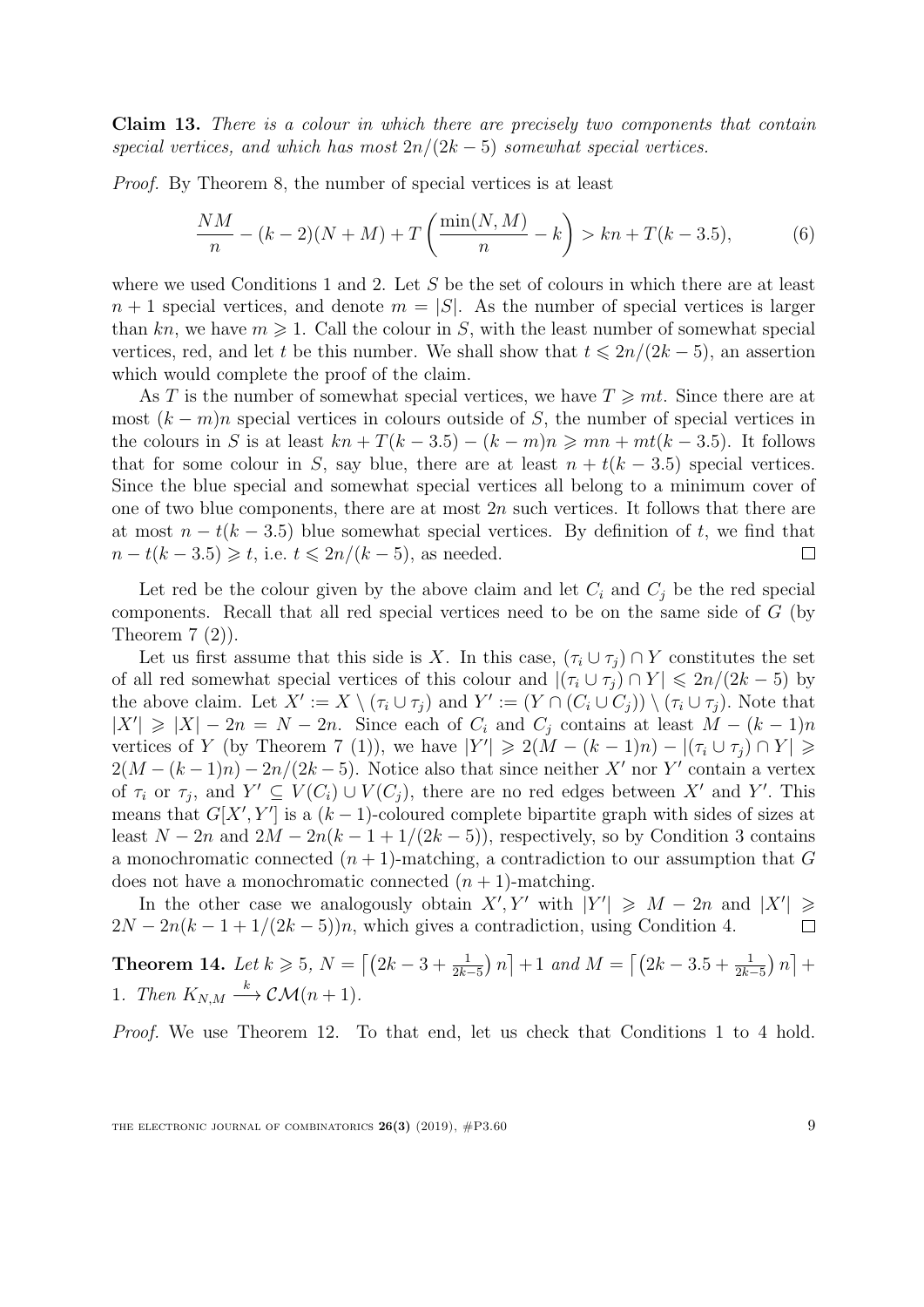**Claim 13.** *There is a colour in which there are precisely two components that contain special vertices, and which has most $2n/(2k-5)$ somewhat special vertices.*

*Proof.* By Theorem 8, the number of special vertices is at least

$$\frac{NM}{n} - (k-2)(N+M) + T\left(\frac{\min(N,M)}{n} - k\right) > kn + T(k-3.5), \tag{6}$$

where we used Conditions 1 and 2. Let $S$ be the set of colours in which there are at least $n+1$ special vertices, and denote $m = |S|$. As the number of special vertices is larger than $kn$, we have $m \geqslant 1$. Call the colour in $S$, with the least number of somewhat special vertices, red, and let $t$ be this number. We shall show that $t \leqslant 2n/(2k-5)$, an assertion which would complete the proof of the claim.

As $T$ is the number of somewhat special vertices, we have $T \geqslant mt$. Since there are at most $(k-m)n$ special vertices in colours outside of $S$, the number of special vertices in the colours in $S$ is at least $kn + T(k-3.5) - (k-m)n \geqslant mn + mt(k-3.5)$. It follows that for some colour in $S$, say blue, there are at least $n + t(k-3.5)$ special vertices. Since the blue special and somewhat special vertices all belong to a minimum cover of one of two blue components, there are at most $2n$ such vertices. It follows that there are at most $n - t(k-3.5)$ blue somewhat special vertices. By definition of $t$, we find that $n - t(k-3.5) \geqslant t$, i.e. $t \leqslant 2n/(k-5)$, as needed. $\square$

Let red be the colour given by the above claim and let $C_i$ and $C_j$ be the red special components. Recall that all red special vertices need to be on the same side of $G$ (by Theorem 7 (2)).

Let us first assume that this side is $X$. In this case, $(\tau_i \cup \tau_j) \cap Y$ constitutes the set of all red somewhat special vertices of this colour and $|(\tau_i \cup \tau_j) \cap Y| \leqslant 2n/(2k-5)$ by the above claim. Let $X' := X \setminus (\tau_i \cup \tau_j)$ and $Y' := (Y \cap (C_i \cup C_j)) \setminus (\tau_i \cup \tau_j)$. Note that $|X'| \geqslant |X| - 2n = N - 2n$. Since each of $C_i$ and $C_j$ contains at least $M - (k-1)n$ vertices of $Y$ (by Theorem 7 (1)), we have $|Y'| \geqslant 2(M-(k-1)n) - |(\tau_i \cup \tau_j) \cap Y| \geqslant 2(M-(k-1)n) - 2n/(2k-5)$. Notice also that since neither $X'$ nor $Y'$ contain a vertex of $\tau_i$ or $\tau_j$, and $Y' \subseteq V(C_i) \cup V(C_j)$, there are no red edges between $X'$ and $Y'$. This means that $G[X', Y']$ is a $(k-1)$-coloured complete bipartite graph with sides of sizes at least $N - 2n$ and $2M - 2n(k-1+1/(2k-5))$, respectively, so by Condition 3 contains a monochromatic connected $(n+1)$-matching, a contradiction to our assumption that $G$ does not have a monochromatic connected $(n+1)$-matching.

In the other case we analogously obtain $X', Y'$ with $|Y'| \geqslant M - 2n$ and $|X'| \geqslant 2N - 2n(k-1+1/(2k-5))n$, which gives a contradiction, using Condition 4. $\square$

**Theorem 14.** *Let $k \geqslant 5$, $N = \left\lceil \left(2k-3+\frac{1}{2k-5}\right)n \right\rceil + 1$ and $M = \left\lceil \left(2k-3.5+\frac{1}{2k-5}\right)n \right\rceil + 1$. Then $K_{N,M} \xrightarrow{k} \mathcal{CM}(n+1)$.*

*Proof.* We use Theorem 12. To that end, let us check that Conditions 1 to 4 hold.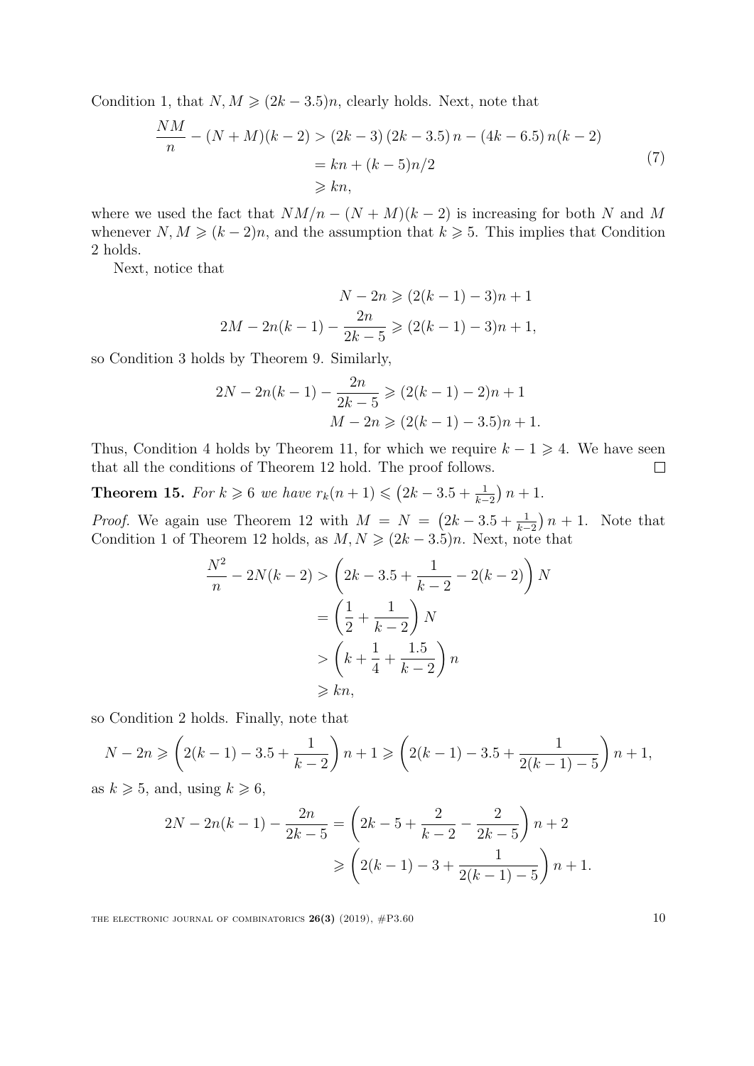Condition 1, that $N, M \geqslant (2k-3.5)n$, clearly holds. Next, note that

$$\begin{aligned} \frac{NM}{n} - (N+M)(k-2) &> (2k-3)\,(2k-3.5)\,n - (4k-6.5)\,n(k-2) \\ &= kn + (k-5)n/2 \\ &\geqslant kn, \end{aligned} \tag{7}$$

where we used the fact that $NM/n - (N+M)(k-2)$ is increasing for both $N$ and $M$ whenever $N, M \geqslant (k-2)n$, and the assumption that $k \geqslant 5$. This implies that Condition 2 holds.

Next, notice that

$$\begin{aligned} N - 2n &\geqslant (2(k-1)-3)n + 1 \\ 2M - 2n(k-1) - \frac{2n}{2k-5} &\geqslant (2(k-1)-3)n + 1, \end{aligned}$$

so Condition 3 holds by Theorem 9. Similarly,

$$\begin{aligned} 2N - 2n(k-1) - \frac{2n}{2k-5} &\geqslant (2(k-1)-2)n + 1 \\ M - 2n &\geqslant (2(k-1)-3.5)n + 1. \end{aligned}$$

Thus, Condition 4 holds by Theorem 11, for which we require $k-1 \geqslant 4$. We have seen that all the conditions of Theorem 12 hold. The proof follows. $\square$

**Theorem 15.** *For $k \geqslant 6$ we have $r_k(n+1) \leqslant \left(2k - 3.5 + \frac{1}{k-2}\right)n + 1$.*

*Proof.* We again use Theorem 12 with $M = N = \left(2k - 3.5 + \frac{1}{k-2}\right)n + 1$. Note that Condition 1 of Theorem 12 holds, as $M, N \geqslant (2k-3.5)n$. Next, note that

$$\begin{aligned} \frac{N^2}{n} - 2N(k-2) &> \left(2k - 3.5 + \frac{1}{k-2} - 2(k-2)\right)N \\ &= \left(\frac{1}{2} + \frac{1}{k-2}\right)N \\ &> \left(k + \frac{1}{4} + \frac{1.5}{k-2}\right)n \\ &\geqslant kn, \end{aligned}$$

so Condition 2 holds. Finally, note that

$$N - 2n \geqslant \left(2(k-1) - 3.5 + \frac{1}{k-2}\right)n + 1 \geqslant \left(2(k-1) - 3.5 + \frac{1}{2(k-1)-5}\right)n + 1,$$

as $k \geqslant 5$, and, using $k \geqslant 6$,

$$\begin{aligned} 2N - 2n(k-1) - \frac{2n}{2k-5} &= \left(2k - 5 + \frac{2}{k-2} - \frac{2}{2k-5}\right)n + 2 \\ &\geqslant \left(2(k-1) - 3 + \frac{1}{2(k-1)-5}\right)n + 1. \end{aligned}$$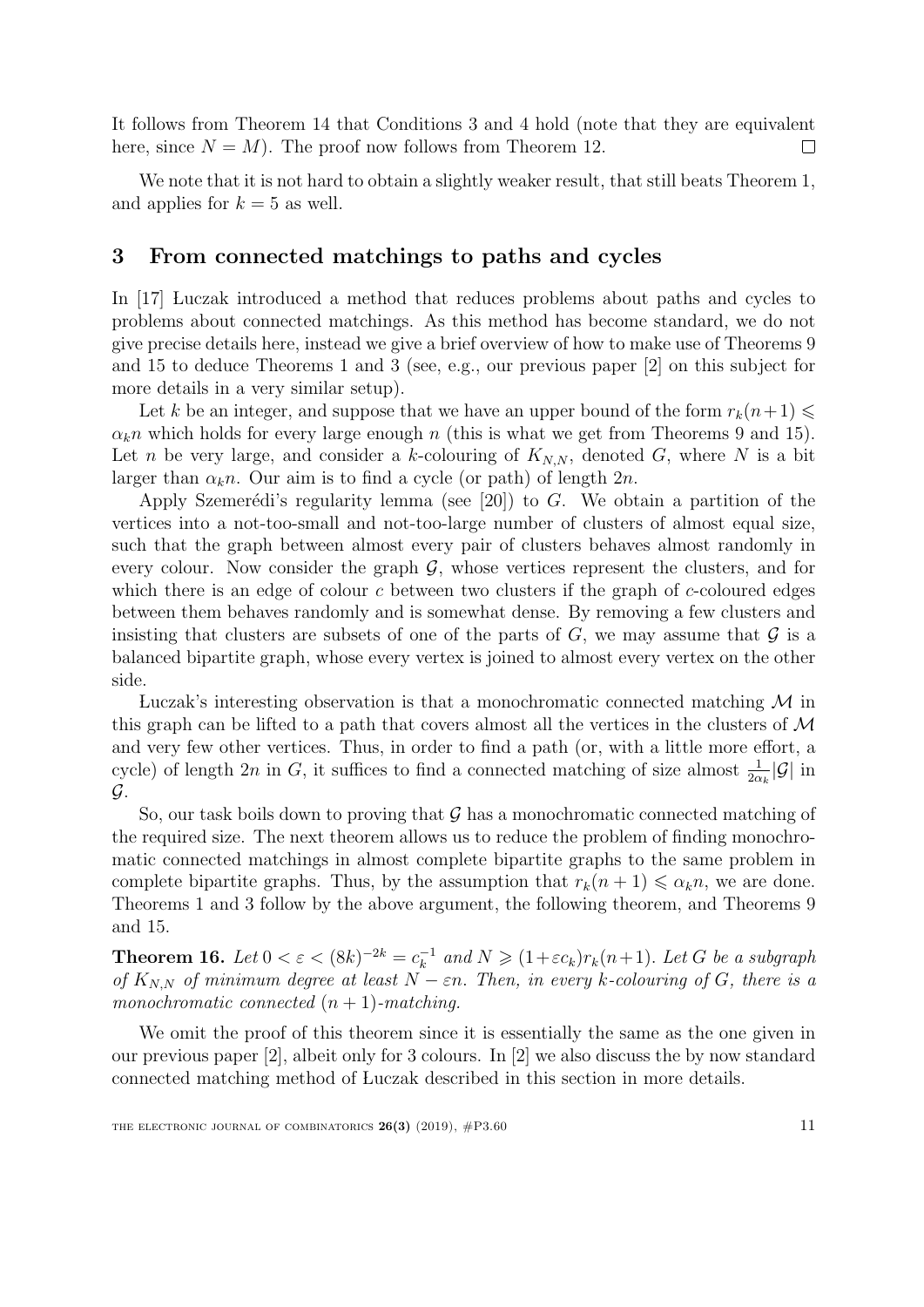It follows from Theorem 14 that Conditions 3 and 4 hold (note that they are equivalent here, since $N = M$). The proof now follows from Theorem 12. □

We note that it is not hard to obtain a slightly weaker result, that still beats Theorem 1, and applies for $k = 5$ as well.

## 3 From connected matchings to paths and cycles

In [17] Łuczak introduced a method that reduces problems about paths and cycles to problems about connected matchings. As this method has become standard, we do not give precise details here, instead we give a brief overview of how to make use of Theorems 9 and 15 to deduce Theorems 1 and 3 (see, e.g., our previous paper [2] on this subject for more details in a very similar setup).

Let $k$ be an integer, and suppose that we have an upper bound of the form $r_k(n+1) \leqslant \alpha_k n$ which holds for every large enough $n$ (this is what we get from Theorems 9 and 15). Let $n$ be very large, and consider a $k$-colouring of $K_{N,N}$, denoted $G$, where $N$ is a bit larger than $\alpha_k n$. Our aim is to find a cycle (or path) of length $2n$.

Apply Szemerédi's regularity lemma (see [20]) to $G$. We obtain a partition of the vertices into a not-too-small and not-too-large number of clusters of almost equal size, such that the graph between almost every pair of clusters behaves almost randomly in every colour. Now consider the graph $\mathcal{G}$, whose vertices represent the clusters, and for which there is an edge of colour $c$ between two clusters if the graph of $c$-coloured edges between them behaves randomly and is somewhat dense. By removing a few clusters and insisting that clusters are subsets of one of the parts of $G$, we may assume that $\mathcal{G}$ is a balanced bipartite graph, whose every vertex is joined to almost every vertex on the other side.

Łuczak's interesting observation is that a monochromatic connected matching $\mathcal{M}$ in this graph can be lifted to a path that covers almost all the vertices in the clusters of $\mathcal{M}$ and very few other vertices. Thus, in order to find a path (or, with a little more effort, a cycle) of length $2n$ in $G$, it suffices to find a connected matching of size almost $\frac{1}{2\alpha_k}|\mathcal{G}|$ in $\mathcal{G}$.

So, our task boils down to proving that $\mathcal{G}$ has a monochromatic connected matching of the required size. The next theorem allows us to reduce the problem of finding monochromatic connected matchings in almost complete bipartite graphs to the same problem in complete bipartite graphs. Thus, by the assumption that $r_k(n+1) \leqslant \alpha_k n$, we are done. Theorems 1 and 3 follow by the above argument, the following theorem, and Theorems 9 and 15.

**Theorem 16.** *Let $0 < \varepsilon < (8k)^{-2k} = c_k^{-1}$ and $N \geqslant (1+\varepsilon c_k) r_k(n+1)$. Let $G$ be a subgraph of $K_{N,N}$ of minimum degree at least $N - \varepsilon n$. Then, in every $k$-colouring of $G$, there is a monochromatic connected $(n+1)$-matching.*

We omit the proof of this theorem since it is essentially the same as the one given in our previous paper [2], albeit only for 3 colours. In [2] we also discuss the by now standard connected matching method of Łuczak described in this section in more details.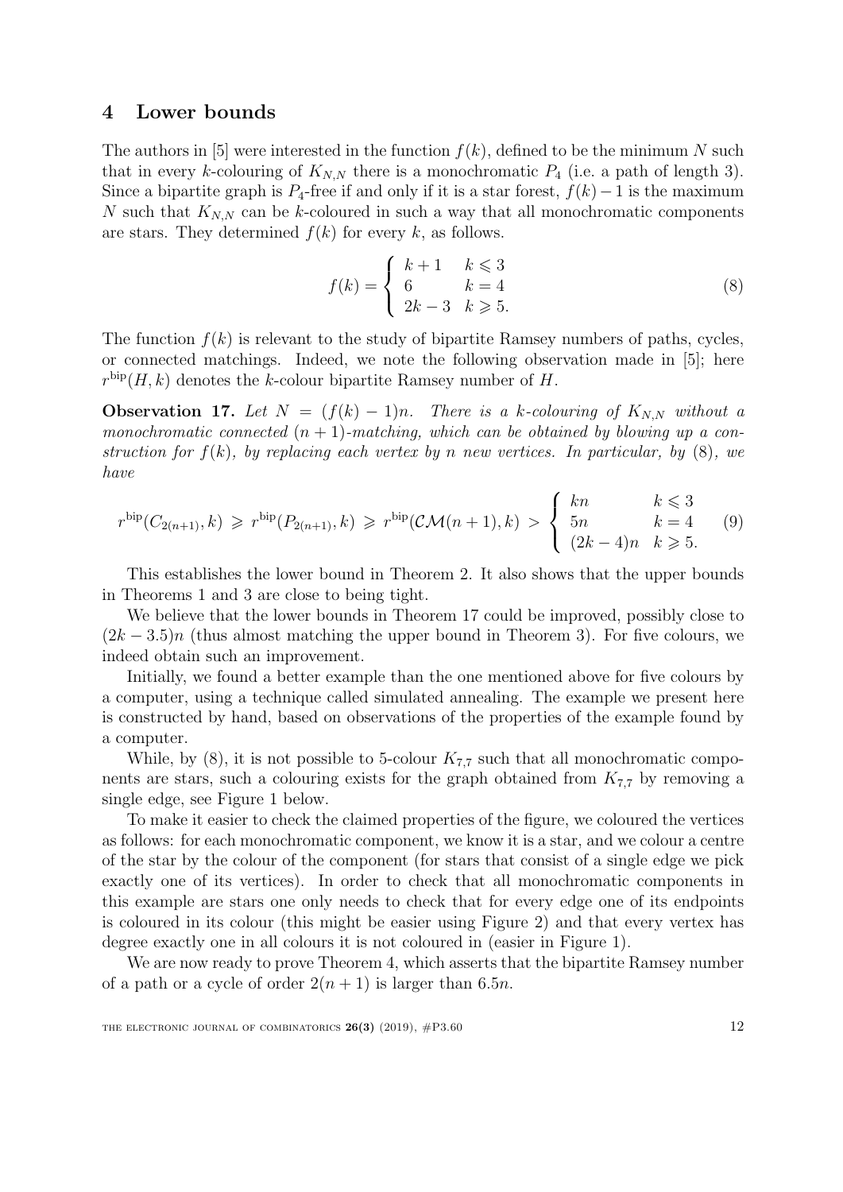## 4 Lower bounds

The authors in [5] were interested in the function $f(k)$, defined to be the minimum $N$ such that in every $k$-colouring of $K_{N,N}$ there is a monochromatic $P_4$ (i.e. a path of length 3). Since a bipartite graph is $P_4$-free if and only if it is a star forest, $f(k)-1$ is the maximum $N$ such that $K_{N,N}$ can be $k$-coloured in such a way that all monochromatic components are stars. They determined $f(k)$ for every $k$, as follows.

$$f(k) = \begin{cases} k+1 & k \leqslant 3 \\ 6 & k = 4 \\ 2k-3 & k \geqslant 5. \end{cases} \tag{8}$$

The function $f(k)$ is relevant to the study of bipartite Ramsey numbers of paths, cycles, or connected matchings. Indeed, we note the following observation made in [5]; here $r^{\text{bip}}(H,k)$ denotes the $k$-colour bipartite Ramsey number of $H$.

**Observation 17.** *Let $N = (f(k)-1)n$. There is a $k$-colouring of $K_{N,N}$ without a monochromatic connected $(n+1)$-matching, which can be obtained by blowing up a construction for $f(k)$, by replacing each vertex by $n$ new vertices. In particular, by (8), we have*

$$r^{\text{bip}}(C_{2(n+1)},k) \geqslant r^{\text{bip}}(P_{2(n+1)},k) \geqslant r^{\text{bip}}(\mathcal{CM}(n+1),k) > \begin{cases} kn & k \leqslant 3 \\ 5n & k = 4 \\ (2k-4)n & k \geqslant 5. \end{cases} \tag{9}$$

This establishes the lower bound in Theorem 2. It also shows that the upper bounds in Theorems 1 and 3 are close to being tight.

We believe that the lower bounds in Theorem 17 could be improved, possibly close to $(2k-3.5)n$ (thus almost matching the upper bound in Theorem 3). For five colours, we indeed obtain such an improvement.

Initially, we found a better example than the one mentioned above for five colours by a computer, using a technique called simulated annealing. The example we present here is constructed by hand, based on observations of the properties of the example found by a computer.

While, by (8), it is not possible to 5-colour $K_{7,7}$ such that all monochromatic components are stars, such a colouring exists for the graph obtained from $K_{7,7}$ by removing a single edge, see Figure 1 below.

To make it easier to check the claimed properties of the figure, we coloured the vertices as follows: for each monochromatic component, we know it is a star, and we colour a centre of the star by the colour of the component (for stars that consist of a single edge we pick exactly one of its vertices). In order to check that all monochromatic components in this example are stars one only needs to check that for every edge one of its endpoints is coloured in its colour (this might be easier using Figure 2) and that every vertex has degree exactly one in all colours it is not coloured in (easier in Figure 1).

We are now ready to prove Theorem 4, which asserts that the bipartite Ramsey number of a path or a cycle of order $2(n+1)$ is larger than $6.5n$.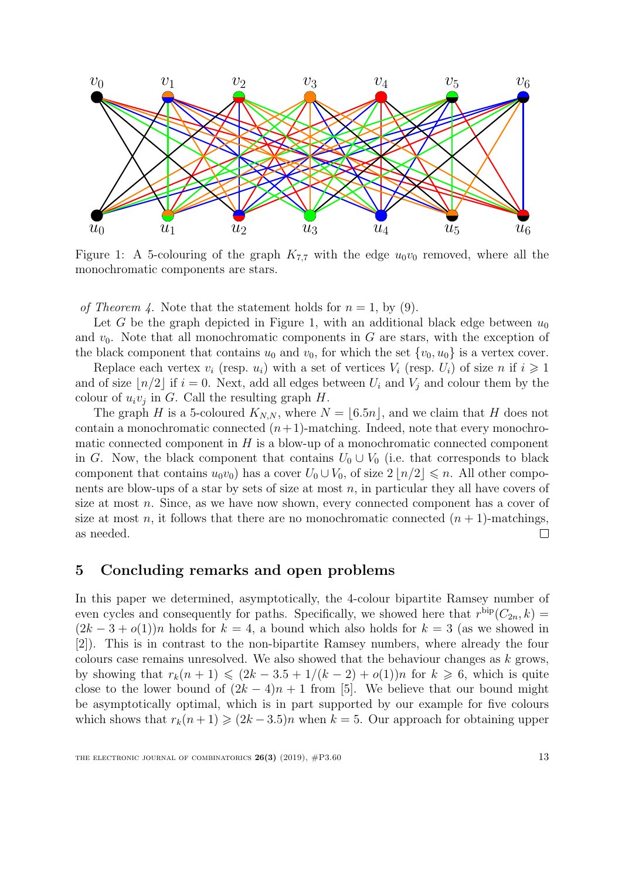Figure 1: A 5-colouring of the graph $K_{7,7}$ with the edge $u_0v_0$ removed, where all the monochromatic components are stars.

*of Theorem 4.* Note that the statement holds for $n = 1$, by (9).

Let $G$ be the graph depicted in Figure 1, with an additional black edge between $u_0$ and $v_0$. Note that all monochromatic components in $G$ are stars, with the exception of the black component that contains $u_0$ and $v_0$, for which the set $\{v_0, u_0\}$ is a vertex cover.

Replace each vertex $v_i$ (resp. $u_i$) with a set of vertices $V_i$ (resp. $U_i$) of size $n$ if $i \geqslant 1$ and of size $\lfloor n/2 \rfloor$ if $i = 0$. Next, add all edges between $U_i$ and $V_j$ and colour them by the colour of $u_iv_j$ in $G$. Call the resulting graph $H$.

The graph $H$ is a 5-coloured $K_{N,N}$, where $N = \lfloor 6.5n \rfloor$, and we claim that $H$ does not contain a monochromatic connected $(n+1)$-matching. Indeed, note that every monochromatic connected component in $H$ is a blow-up of a monochromatic connected component in $G$. Now, the black component that contains $U_0 \cup V_0$ (i.e. that corresponds to black component that contains $u_0v_0$) has a cover $U_0 \cup V_0$, of size $2\lfloor n/2 \rfloor \leqslant n$. All other components are blow-ups of a star by sets of size at most $n$, in particular they all have covers of size at most $n$. Since, as we have now shown, every connected component has a cover of size at most $n$, it follows that there are no monochromatic connected $(n+1)$-matchings, as needed. $\square$

## 5 Concluding remarks and open problems

In this paper we determined, asymptotically, the 4-colour bipartite Ramsey number of even cycles and consequently for paths. Specifically, we showed here that $r^{\text{bip}}(C_{2n}, k) = (2k - 3 + o(1))n$ holds for $k = 4$, a bound which also holds for $k = 3$ (as we showed in [2]). This is in contrast to the non-bipartite Ramsey numbers, where already the four colours case remains unresolved. We also showed that the behaviour changes as $k$ grows, by showing that $r_k(n+1) \leqslant (2k - 3.5 + 1/(k-2) + o(1))n$ for $k \geqslant 6$, which is quite close to the lower bound of $(2k-4)n+1$ from [5]. We believe that our bound might be asymptotically optimal, which is in part supported by our example for five colours which shows that $r_k(n+1) \geqslant (2k - 3.5)n$ when $k = 5$. Our approach for obtaining upper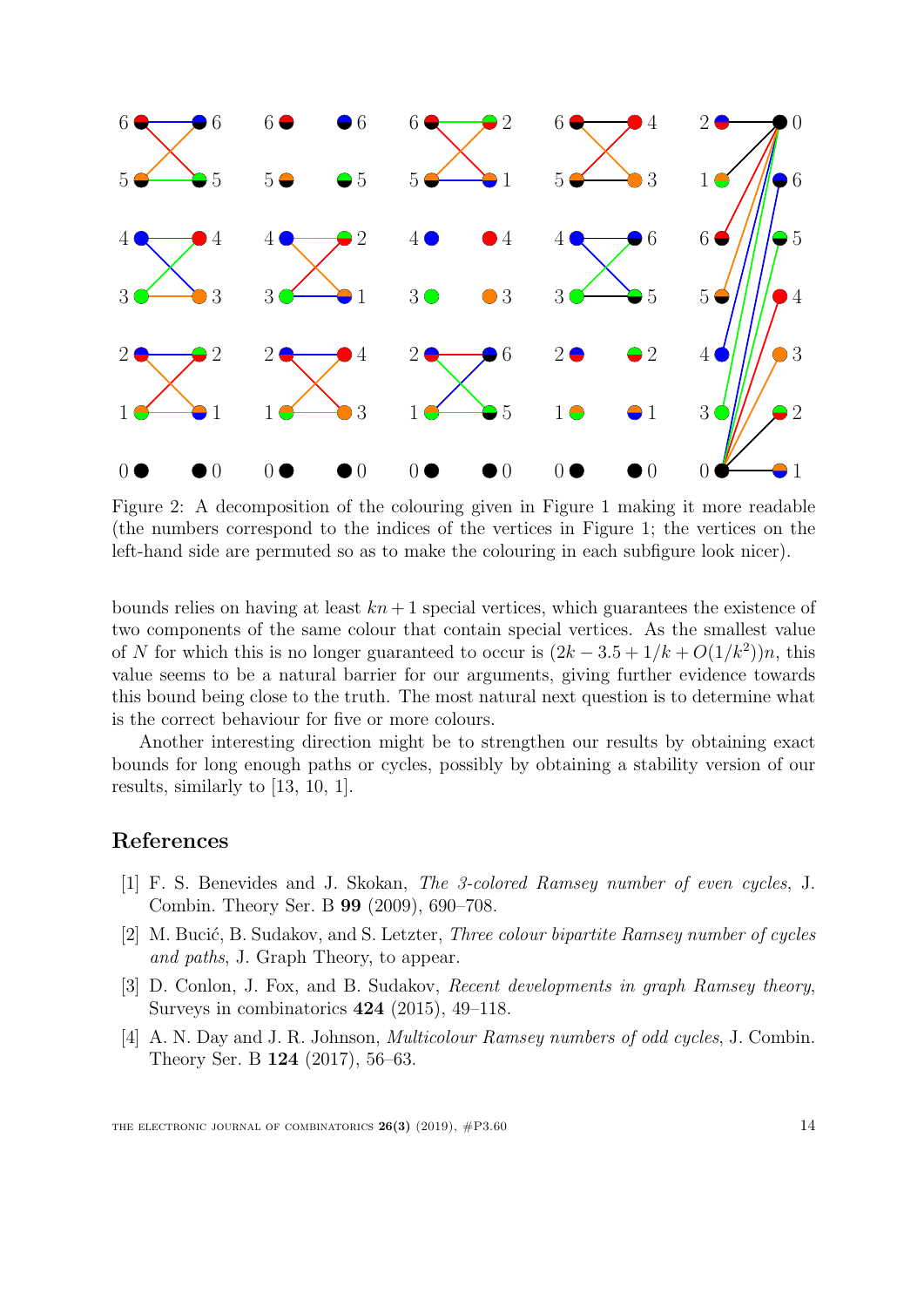Figure 2: A decomposition of the colouring given in Figure 1 making it more readable (the numbers correspond to the indices of the vertices in Figure 1; the vertices on the left-hand side are permuted so as to make the colouring in each subfigure look nicer).

bounds relies on having at least $kn+1$ special vertices, which guarantees the existence of two components of the same colour that contain special vertices. As the smallest value of $N$ for which this is no longer guaranteed to occur is $(2k - 3.5 + 1/k + O(1/k^2))n$, this value seems to be a natural barrier for our arguments, giving further evidence towards this bound being close to the truth. The most natural next question is to determine what is the correct behaviour for five or more colours.

Another interesting direction might be to strengthen our results by obtaining exact bounds for long enough paths or cycles, possibly by obtaining a stability version of our results, similarly to [13, 10, 1].

## References

[1] F. S. Benevides and J. Skokan, *The 3-colored Ramsey number of even cycles*, J. Combin. Theory Ser. B **99** (2009), 690–708.

[2] M. Bucić, B. Sudakov, and S. Letzter, *Three colour bipartite Ramsey number of cycles and paths*, J. Graph Theory, to appear.

[3] D. Conlon, J. Fox, and B. Sudakov, *Recent developments in graph Ramsey theory*, Surveys in combinatorics **424** (2015), 49–118.

[4] A. N. Day and J. R. Johnson, *Multicolour Ramsey numbers of odd cycles*, J. Combin. Theory Ser. B **124** (2017), 56–63.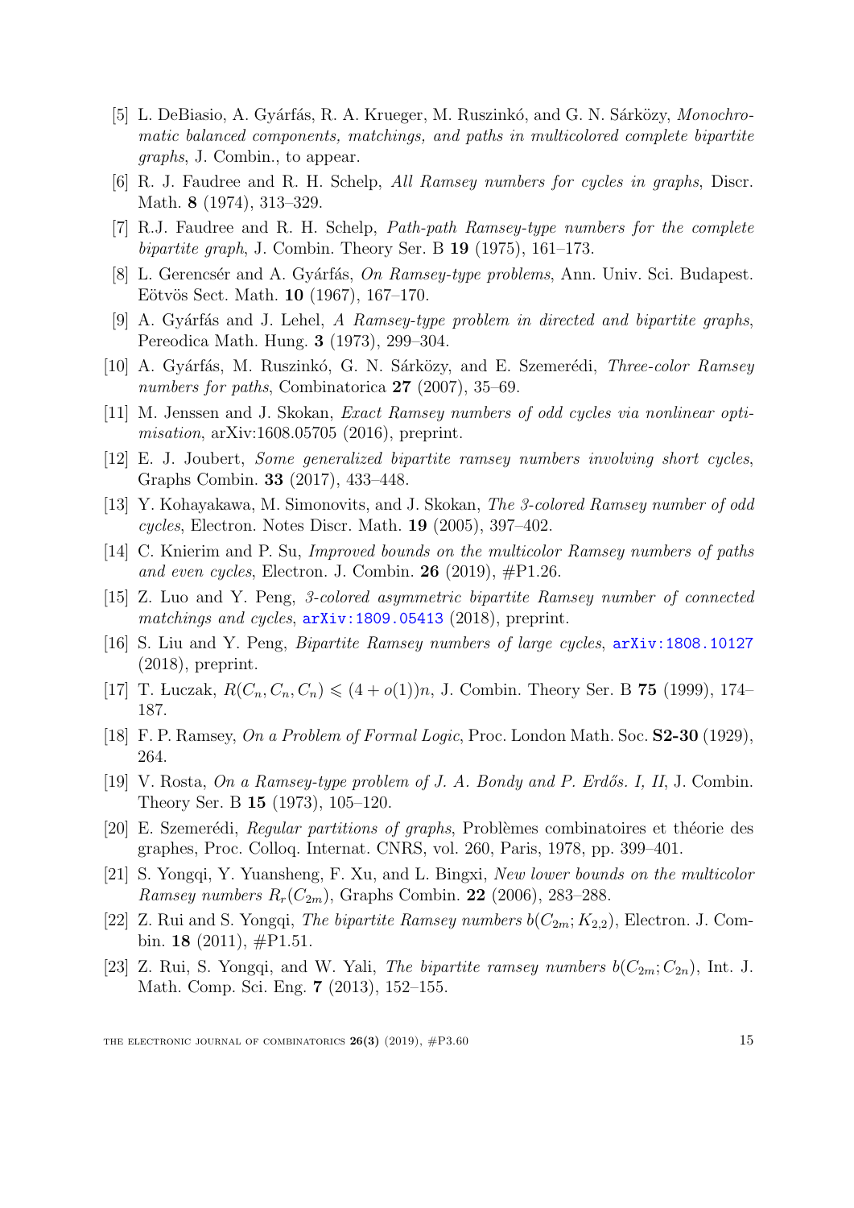- [5] L. DeBiasio, A. Gyárfás, R. A. Krueger, M. Ruszinkó, and G. N. Sárközy, *Monochromatic balanced components, matchings, and paths in multicolored complete bipartite graphs*, J. Combin., to appear.
- [6] R. J. Faudree and R. H. Schelp, *All Ramsey numbers for cycles in graphs*, Discr. Math. **8** (1974), 313–329.
- [7] R.J. Faudree and R. H. Schelp, *Path-path Ramsey-type numbers for the complete bipartite graph*, J. Combin. Theory Ser. B **19** (1975), 161–173.
- [8] L. Gerencsér and A. Gyárfás, *On Ramsey-type problems*, Ann. Univ. Sci. Budapest. Eötvös Sect. Math. **10** (1967), 167–170.
- [9] A. Gyárfás and J. Lehel, *A Ramsey-type problem in directed and bipartite graphs*, Pereodica Math. Hung. **3** (1973), 299–304.
- [10] A. Gyárfás, M. Ruszinkó, G. N. Sárközy, and E. Szemerédi, *Three-color Ramsey numbers for paths*, Combinatorica **27** (2007), 35–69.
- [11] M. Jenssen and J. Skokan, *Exact Ramsey numbers of odd cycles via nonlinear optimisation*, arXiv:1608.05705 (2016), preprint.
- [12] E. J. Joubert, *Some generalized bipartite ramsey numbers involving short cycles*, Graphs Combin. **33** (2017), 433–448.
- [13] Y. Kohayakawa, M. Simonovits, and J. Skokan, *The 3-colored Ramsey number of odd cycles*, Electron. Notes Discr. Math. **19** (2005), 397–402.
- [14] C. Knierim and P. Su, *Improved bounds on the multicolor Ramsey numbers of paths and even cycles*, Electron. J. Combin. **26** (2019), #P1.26.
- [15] Z. Luo and Y. Peng, *3-colored asymmetric bipartite Ramsey number of connected matchings and cycles*, arXiv:1809.05413 (2018), preprint.
- [16] S. Liu and Y. Peng, *Bipartite Ramsey numbers of large cycles*, arXiv:1808.10127 (2018), preprint.
- [17] T. Łuczak, $R(C_n, C_n, C_n) \leqslant (4 + o(1))n$, J. Combin. Theory Ser. B **75** (1999), 174–187.
- [18] F. P. Ramsey, *On a Problem of Formal Logic*, Proc. London Math. Soc. **S2-30** (1929), 264.
- [19] V. Rosta, *On a Ramsey-type problem of J. A. Bondy and P. Erdős. I, II*, J. Combin. Theory Ser. B **15** (1973), 105–120.
- [20] E. Szemerédi, *Regular partitions of graphs*, Problèmes combinatoires et théorie des graphes, Proc. Colloq. Internat. CNRS, vol. 260, Paris, 1978, pp. 399–401.
- [21] S. Yongqi, Y. Yuansheng, F. Xu, and L. Bingxi, *New lower bounds on the multicolor Ramsey numbers $R_r(C_{2m})$*, Graphs Combin. **22** (2006), 283–288.
- [22] Z. Rui and S. Yongqi, *The bipartite Ramsey numbers $b(C_{2m}; K_{2,2})$*, Electron. J. Combin. **18** (2011), #P1.51.
- [23] Z. Rui, S. Yongqi, and W. Yali, *The bipartite ramsey numbers $b(C_{2m}; C_{2n})$*, Int. J. Math. Comp. Sci. Eng. **7** (2013), 152–155.